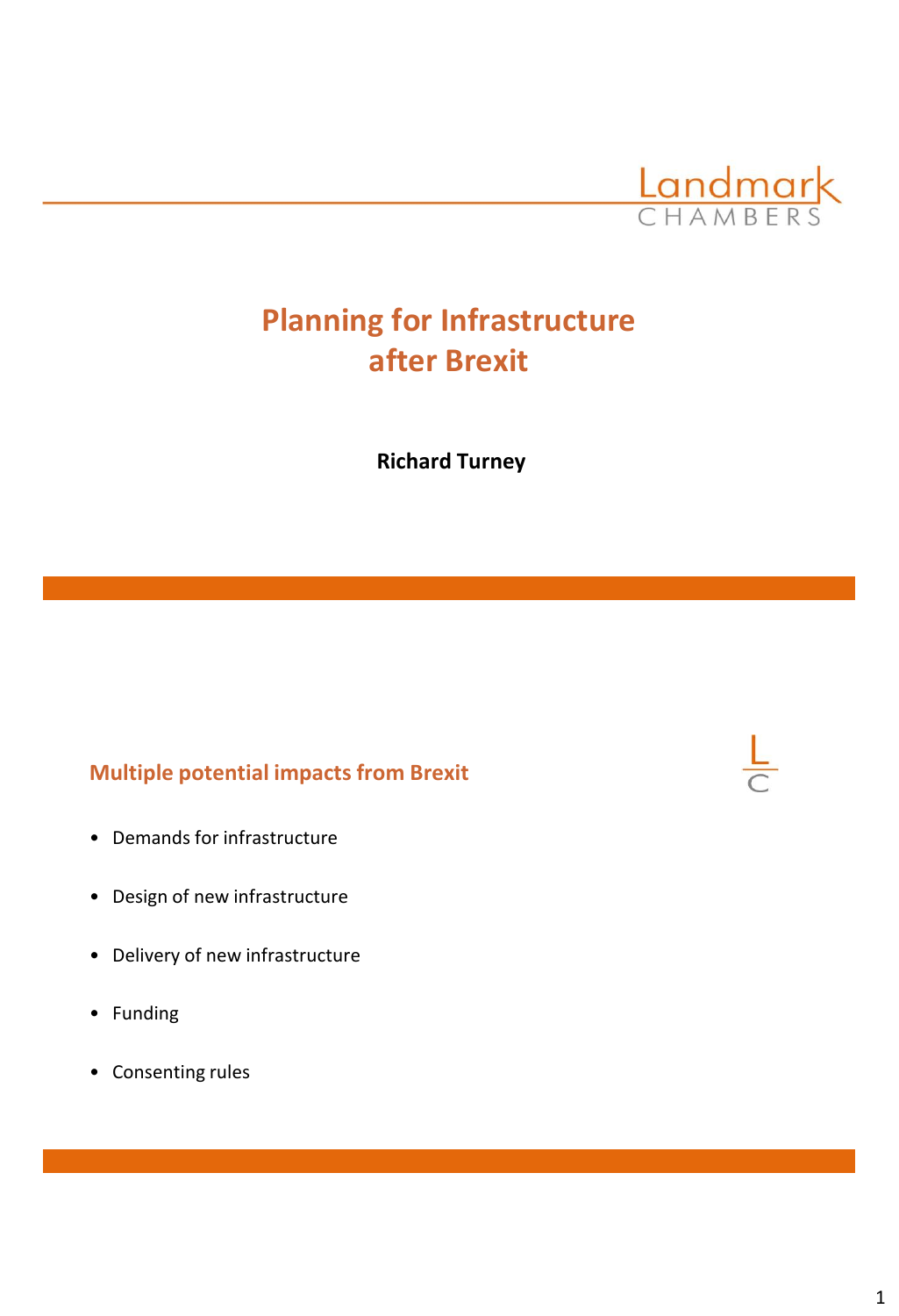# Planning for Infrastructure after Brexit

**Richard Turney**

## Multiple potential impacts from Brexit

- Demands for infrastructure
- Design of new infrastructure
- Delivery of new infrastructure
- Funding
- Consenting rules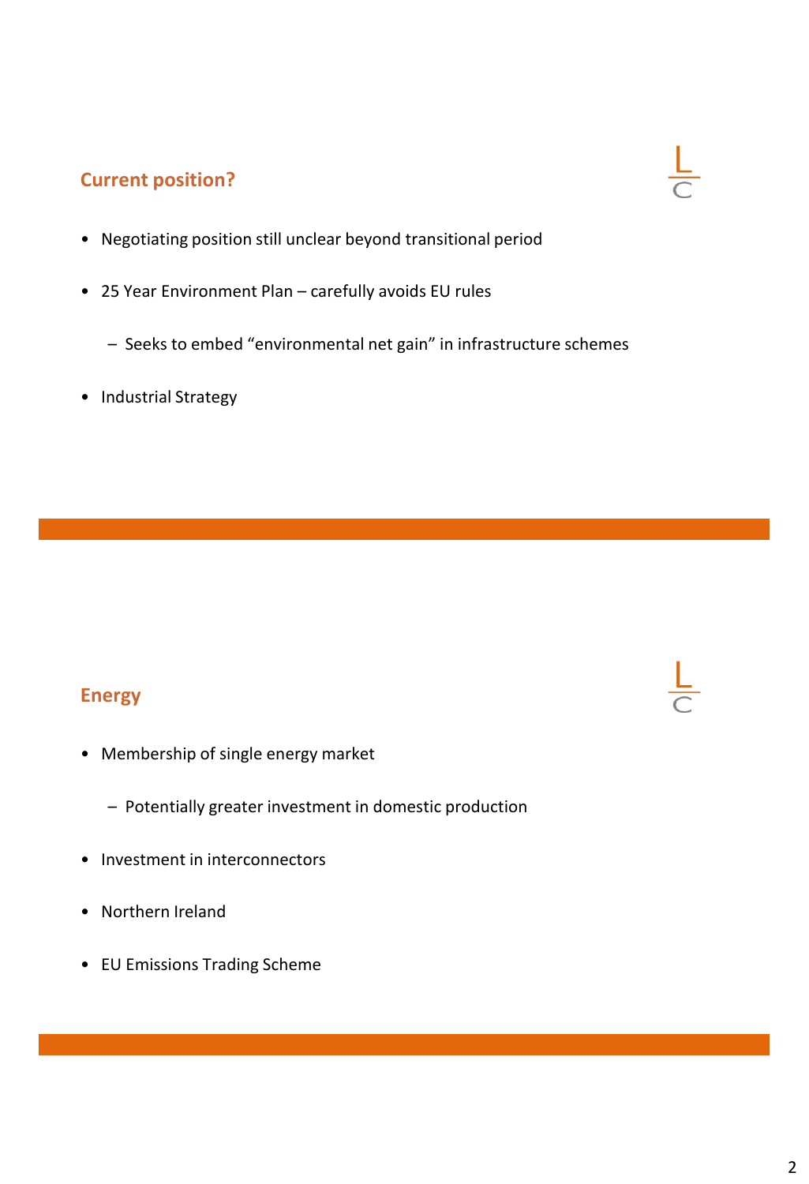## Current position?

- Negotiating position still unclear beyond transitional period
- 25 Year Environment Plan – carefully avoids EU rules
  - Seeks to embed “environmental net gain” in infrastructure schemes
- Industrial Strategy

## Energy

- Membership of single energy market
  - Potentially greater investment in domestic production
- Investment in interconnectors
- Northern Ireland
- EU Emissions Trading Scheme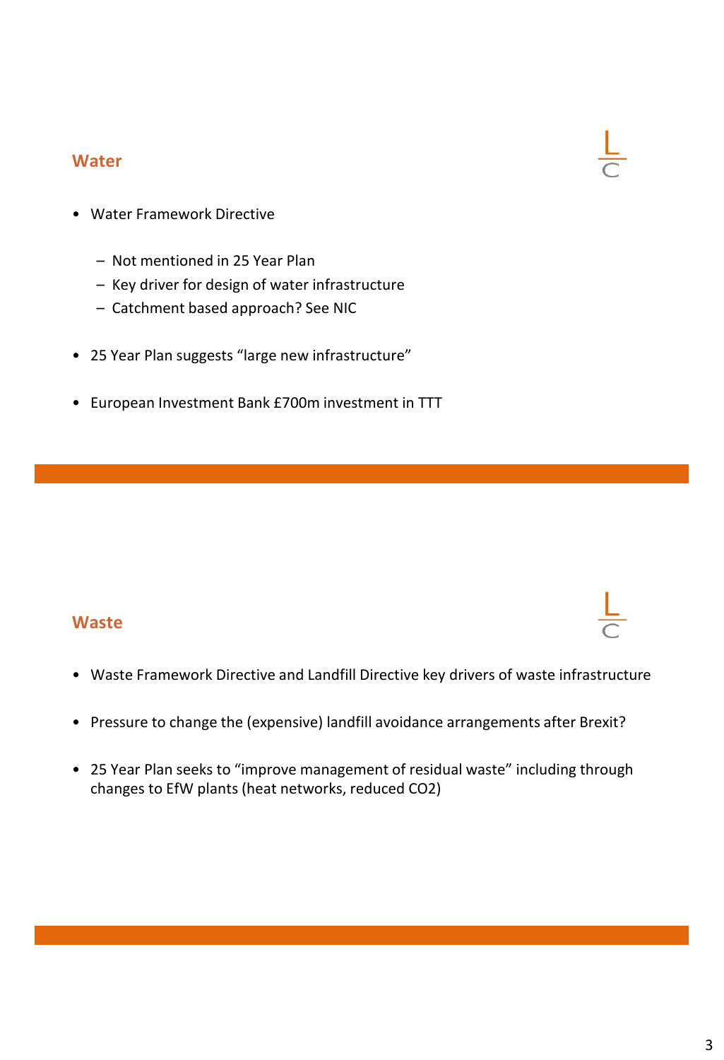## Water

- Water Framework Directive
  - Not mentioned in 25 Year Plan
  - Key driver for design of water infrastructure
  - Catchment based approach? See NIC
- 25 Year Plan suggests “large new infrastructure”
- European Investment Bank £700m investment in TTT

## Waste

- Waste Framework Directive and Landfill Directive key drivers of waste infrastructure
- Pressure to change the (expensive) landfill avoidance arrangements after Brexit?
- 25 Year Plan seeks to “improve management of residual waste” including through changes to EfW plants (heat networks, reduced $CO_2$)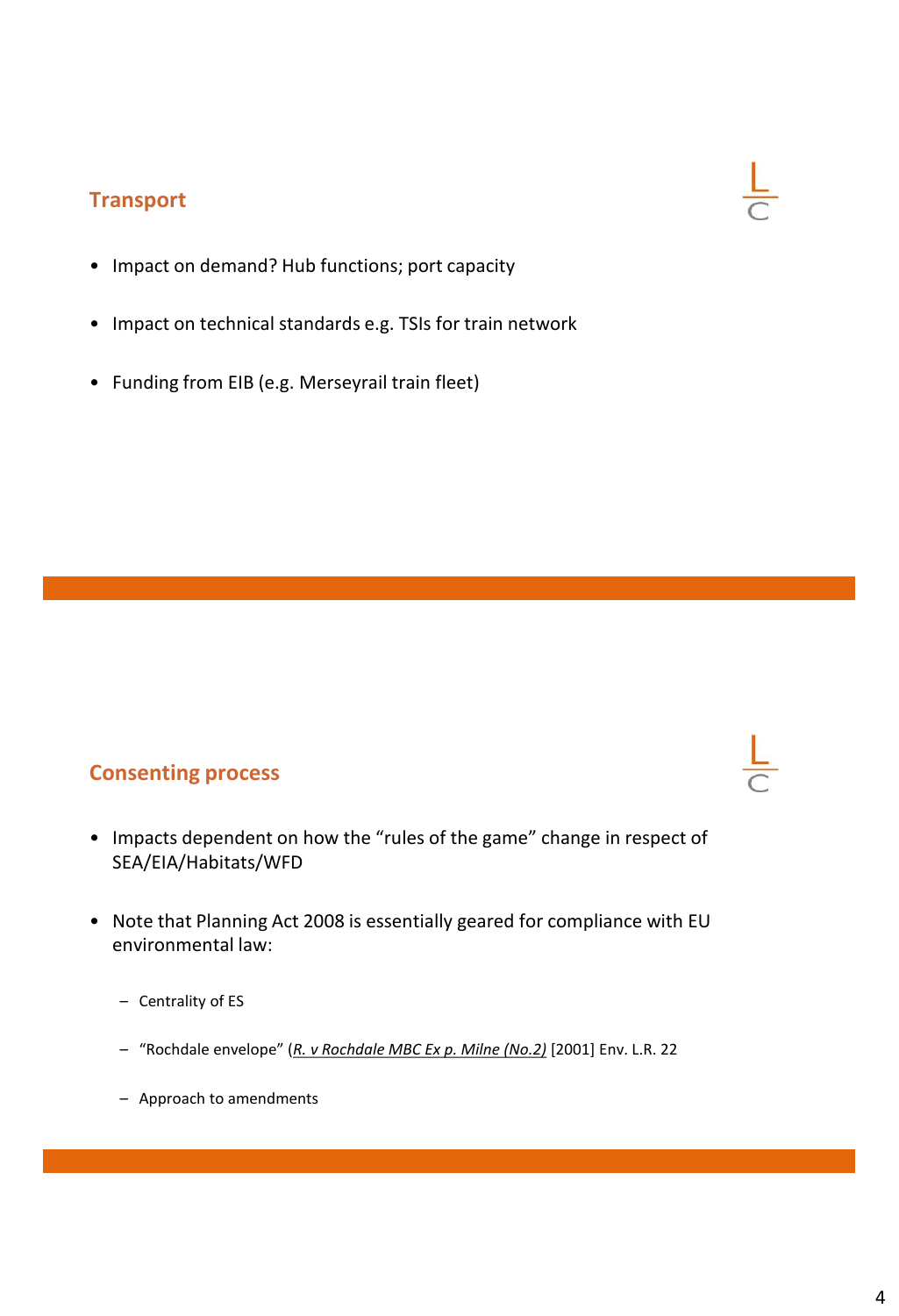## Transport

- Impact on demand? Hub functions; port capacity
- Impact on technical standards e.g. TSIs for train network
- Funding from EIB (e.g. Merseyrail train fleet)

## Consenting process

- Impacts dependent on how the "rules of the game" change in respect of SEA/EIA/Habitats/WFD
- Note that Planning Act 2008 is essentially geared for compliance with EU environmental law:
  - Centrality of ES
  - "Rochdale envelope" (*R. v Rochdale MBC Ex p. Milne (No.2)* [2001] Env. L.R. 22
  - Approach to amendments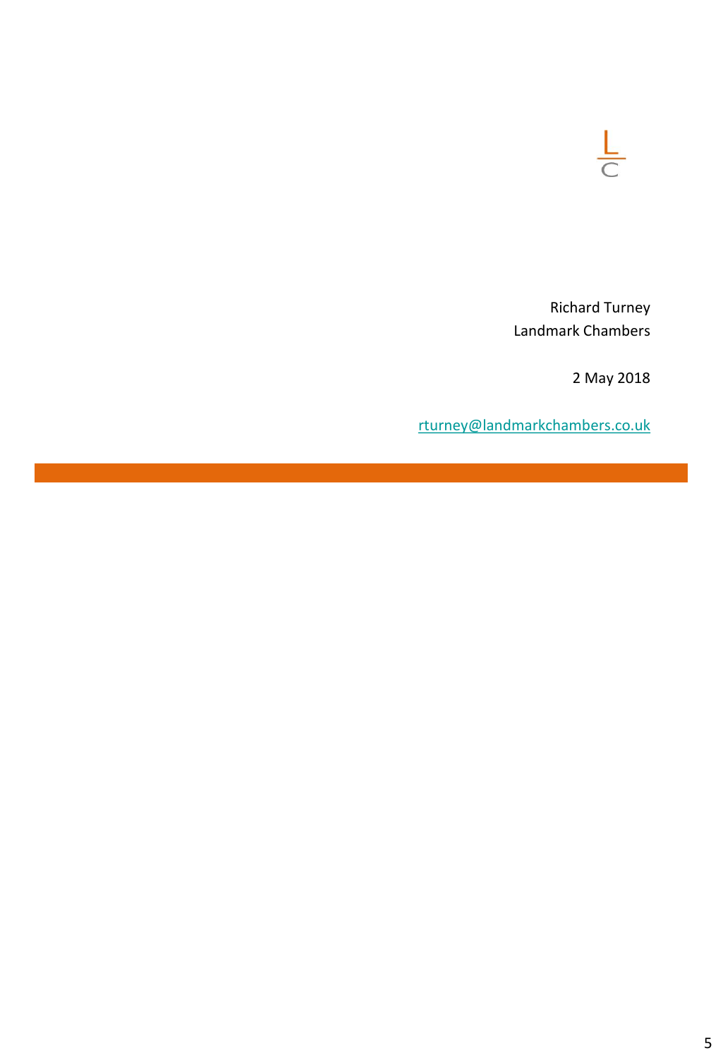Richard Turney
Landmark Chambers

2 May 2018

rturney@landmarkchambers.co.uk